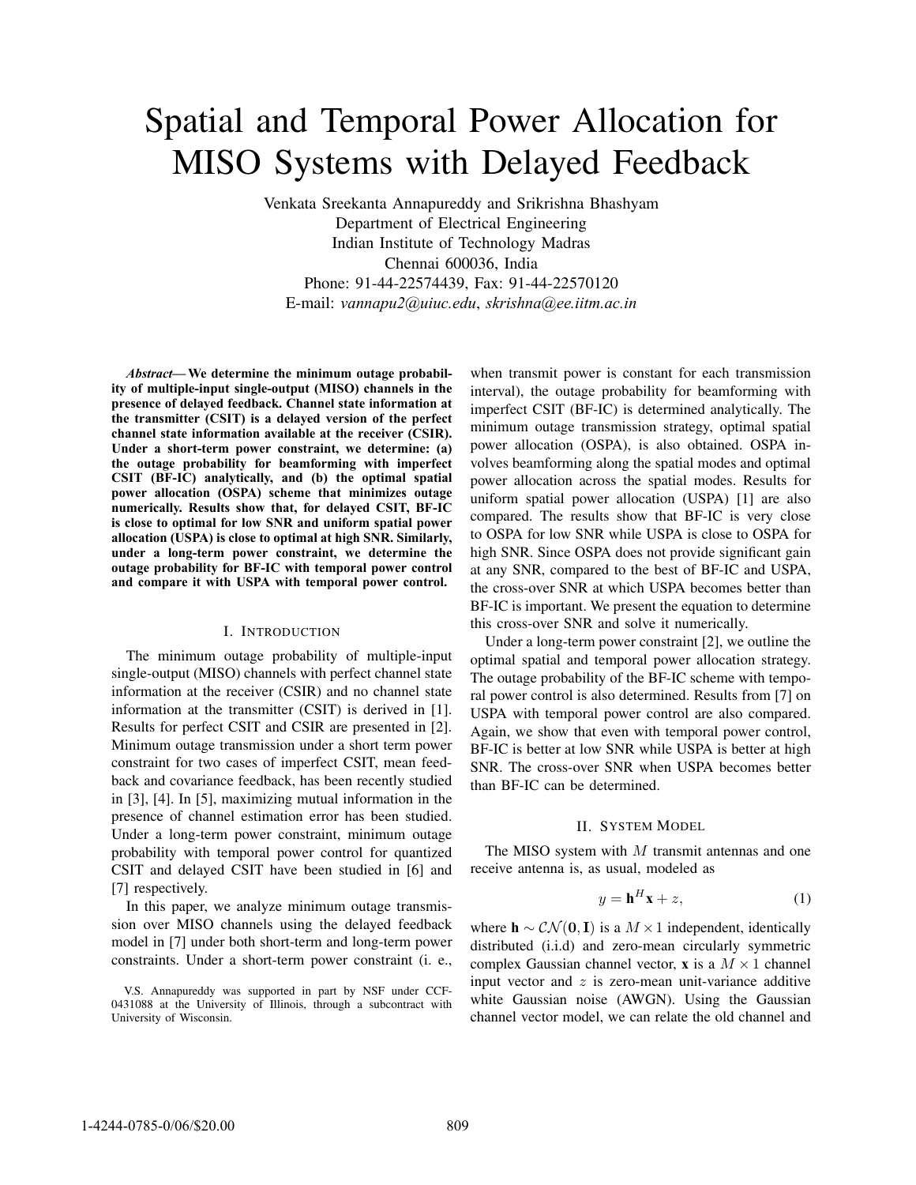# Spatial and Temporal Power Allocation for MISO Systems with Delayed Feedback

Venkata Sreekanta Annapureddy and Srikrishna Bhashyam
Department of Electrical Engineering
Indian Institute of Technology Madras
Chennai 600036, India
Phone: 91-44-22574439, Fax: 91-44-22570120
E-mail: *vannapu2@uiuc.edu*, *skrishna@ee.iitm.ac.in*

***Abstract*— We determine the minimum outage probability of multiple-input single-output (MISO) channels in the presence of delayed feedback. Channel state information at the transmitter (CSIT) is a delayed version of the perfect channel state information available at the receiver (CSIR). Under a short-term power constraint, we determine: (a) the outage probability for beamforming with imperfect CSIT (BF-IC) analytically, and (b) the optimal spatial power allocation (OSPA) scheme that minimizes outage numerically. Results show that, for delayed CSIT, BF-IC is close to optimal for low SNR and uniform spatial power allocation (USPA) is close to optimal at high SNR. Similarly, under a long-term power constraint, we determine the outage probability for BF-IC with temporal power control and compare it with USPA with temporal power control.**

## I. Introduction

The minimum outage probability of multiple-input single-output (MISO) channels with perfect channel state information at the receiver (CSIR) and no channel state information at the transmitter (CSIT) is derived in [1]. Results for perfect CSIT and CSIR are presented in [2]. Minimum outage transmission under a short term power constraint for two cases of imperfect CSIT, mean feedback and covariance feedback, has been recently studied in [3], [4]. In [5], maximizing mutual information in the presence of channel estimation error has been studied. Under a long-term power constraint, minimum outage probability with temporal power control for quantized CSIT and delayed CSIT have been studied in [6] and [7] respectively.

In this paper, we analyze minimum outage transmission over MISO channels using the delayed feedback model in [7] under both short-term and long-term power constraints. Under a short-term power constraint (i. e., when transmit power is constant for each transmission interval), the outage probability for beamforming with imperfect CSIT (BF-IC) is determined analytically. The minimum outage transmission strategy, optimal spatial power allocation (OSPA), is also obtained. OSPA involves beamforming along the spatial modes and optimal power allocation across the spatial modes. Results for uniform spatial power allocation (USPA) [1] are also compared. The results show that BF-IC is very close to OSPA for low SNR while USPA is close to OSPA for high SNR. Since OSPA does not provide significant gain at any SNR, compared to the best of BF-IC and USPA, the cross-over SNR at which USPA becomes better than BF-IC is important. We present the equation to determine this cross-over SNR and solve it numerically.

Under a long-term power constraint [2], we outline the optimal spatial and temporal power allocation strategy. The outage probability of the BF-IC scheme with temporal power control is also determined. Results from [7] on USPA with temporal power control are also compared. Again, we show that even with temporal power control, BF-IC is better at low SNR while USPA is better at high SNR. The cross-over SNR when USPA becomes better than BF-IC can be determined.

## II. System Model

The MISO system with $M$ transmit antennas and one receive antenna is, as usual, modeled as

$$y = \mathbf{h}^H \mathbf{x} + z, \qquad (1)$$

where $\mathbf{h} \sim \mathcal{CN}(\mathbf{0}, \mathbf{I})$ is a $M \times 1$ independent, identically distributed (i.i.d) and zero-mean circularly symmetric complex Gaussian channel vector, $\mathbf{x}$ is a $M \times 1$ channel input vector and $z$ is zero-mean unit-variance additive white Gaussian noise (AWGN). Using the Gaussian channel vector model, we can relate the old channel and

V.S. Annapureddy was supported in part by NSF under CCF-0431088 at the University of Illinois, through a subcontract with University of Wisconsin.

1-4244-0785-0/06/$20.00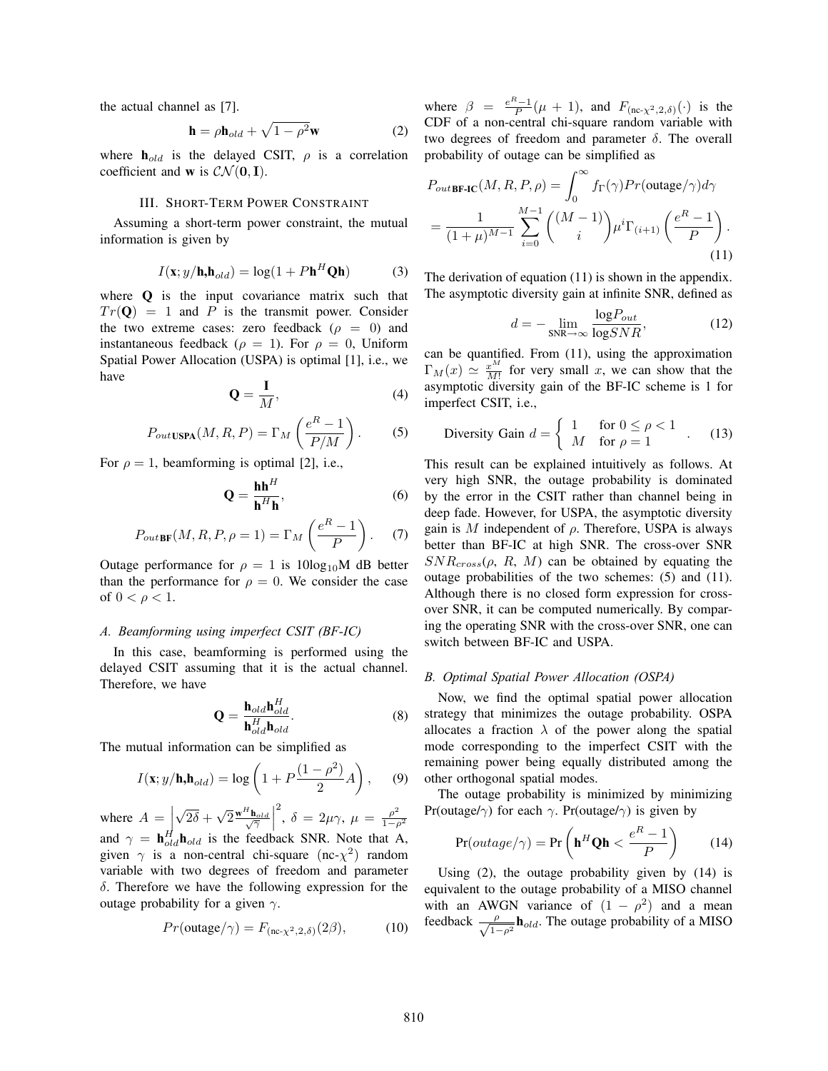the actual channel as [7].

$$\mathbf{h} = \rho \mathbf{h}_{old} + \sqrt{1-\rho^2}\mathbf{w} \tag{2}$$

where $\mathbf{h}_{old}$ is the delayed CSIT, $\rho$ is a correlation coefficient and $\mathbf{w}$ is $\mathcal{CN}(\mathbf{0}, \mathbf{I})$.

## III. Short-Term Power Constraint

Assuming a short-term power constraint, the mutual information is given by

$$I(\mathbf{x}; y/\mathbf{h}, \mathbf{h}_{old}) = \log(1 + P\mathbf{h}^H \mathbf{Q} \mathbf{h}) \tag{3}$$

where $\mathbf{Q}$ is the input covariance matrix such that $Tr(\mathbf{Q}) = 1$ and $P$ is the transmit power. Consider the two extreme cases: zero feedback ($\rho = 0$) and instantaneous feedback ($\rho = 1$). For $\rho = 0$, Uniform Spatial Power Allocation (USPA) is optimal [1], i.e., we have

$$\mathbf{Q} = \frac{\mathbf{I}}{M}, \tag{4}$$

$$P_{out\,\mathbf{USPA}}(M, R, P) = \Gamma_M\left(\frac{e^R - 1}{P/M}\right). \tag{5}$$

For $\rho = 1$, beamforming is optimal [2], i.e.,

$$\mathbf{Q} = \frac{\mathbf{h}\mathbf{h}^H}{\mathbf{h}^H\mathbf{h}}, \tag{6}$$

$$P_{out\,\mathbf{BF}}(M, R, P, \rho = 1) = \Gamma_M\left(\frac{e^R - 1}{P}\right). \tag{7}$$

Outage performance for $\rho = 1$ is $10\log_{10}$M dB better than the performance for $\rho = 0$. We consider the case of $0 < \rho < 1$.

### A. Beamforming using imperfect CSIT (BF-IC)

In this case, beamforming is performed using the delayed CSIT assuming that it is the actual channel. Therefore, we have

$$\mathbf{Q} = \frac{\mathbf{h}_{old}\mathbf{h}_{old}^H}{\mathbf{h}_{old}^H\mathbf{h}_{old}}. \tag{8}$$

The mutual information can be simplified as

$$I(\mathbf{x}; y/\mathbf{h}, \mathbf{h}_{old}) = \log\left(1 + P\frac{(1-\rho^2)}{2}A\right), \tag{9}$$

where $A = \left|\sqrt{2\delta} + \sqrt{2}\frac{\mathbf{w}^H \mathbf{h}_{old}}{\sqrt{\gamma}}\right|^2$, $\delta = 2\mu\gamma$, $\mu = \frac{\rho^2}{1-\rho^2}$ and $\gamma = \mathbf{h}_{old}^H \mathbf{h}_{old}$ is the feedback SNR. Note that A, given $\gamma$ is a non-central chi-square (nc-$\chi^2$) random variable with two degrees of freedom and parameter $\delta$. Therefore we have the following expression for the outage probability for a given $\gamma$.

$$Pr(\text{outage}/\gamma) = F_{(\text{nc-}\chi^2, 2, \delta)}(2\beta), \tag{10}$$

where $\beta = \frac{e^R - 1}{P}(\mu + 1)$, and $F_{(\text{nc-}\chi^2, 2, \delta)}(\cdot)$ is the CDF of a non-central chi-square random variable with two degrees of freedom and parameter $\delta$. The overall probability of outage can be simplified as

$$\begin{aligned} P_{out\,\mathbf{BF\text{-}IC}}(M, R, P, \rho) &= \int_0^\infty f_\Gamma(\gamma) Pr(\text{outage}/\gamma) d\gamma \\ &= \frac{1}{(1+\mu)^{M-1}} \sum_{i=0}^{M-1} \binom{(M-1)}{i} \mu^i \Gamma_{(i+1)}\left(\frac{e^R - 1}{P}\right). \end{aligned} \tag{11}$$

The derivation of equation (11) is shown in the appendix. The asymptotic diversity gain at infinite SNR, defined as

$$d = -\lim_{\text{SNR}\to\infty} \frac{\log P_{out}}{\log SNR}, \tag{12}$$

can be quantified. From (11), using the approximation $\Gamma_M(x) \simeq \frac{x^M}{M!}$ for very small $x$, we can show that the asymptotic diversity gain of the BF-IC scheme is 1 for imperfect CSIT, i.e.,

$$\text{Diversity Gain } d = \begin{cases} 1 & \text{for } 0 \le \rho < 1 \\ M & \text{for } \rho = 1 \end{cases}. \tag{13}$$

This result can be explained intuitively as follows. At very high SNR, the outage probability is dominated by the error in the CSIT rather than channel being in deep fade. However, for USPA, the asymptotic diversity gain is $M$ independent of $\rho$. Therefore, USPA is always better than BF-IC at high SNR. The cross-over SNR $SNR_{cross}(\rho, R, M)$ can be obtained by equating the outage probabilities of the two schemes: (5) and (11). Although there is no closed form expression for cross-over SNR, it can be computed numerically. By comparing the operating SNR with the cross-over SNR, one can switch between BF-IC and USPA.

### B. Optimal Spatial Power Allocation (OSPA)

Now, we find the optimal spatial power allocation strategy that minimizes the outage probability. OSPA allocates a fraction $\lambda$ of the power along the spatial mode corresponding to the imperfect CSIT with the remaining power being equally distributed among the other orthogonal spatial modes.

The outage probability is minimized by minimizing Pr(outage/$\gamma$) for each $\gamma$. Pr(outage/$\gamma$) is given by

$$\text{Pr}(outage/\gamma) = \Pr\left(\mathbf{h}^H \mathbf{Q} \mathbf{h} < \frac{e^R - 1}{P}\right) \tag{14}$$

Using (2), the outage probability given by (14) is equivalent to the outage probability of a MISO channel with an AWGN variance of $(1 - \rho^2)$ and a mean feedback $\frac{\rho}{\sqrt{1-\rho^2}}\mathbf{h}_{old}$. The outage probability of a MISO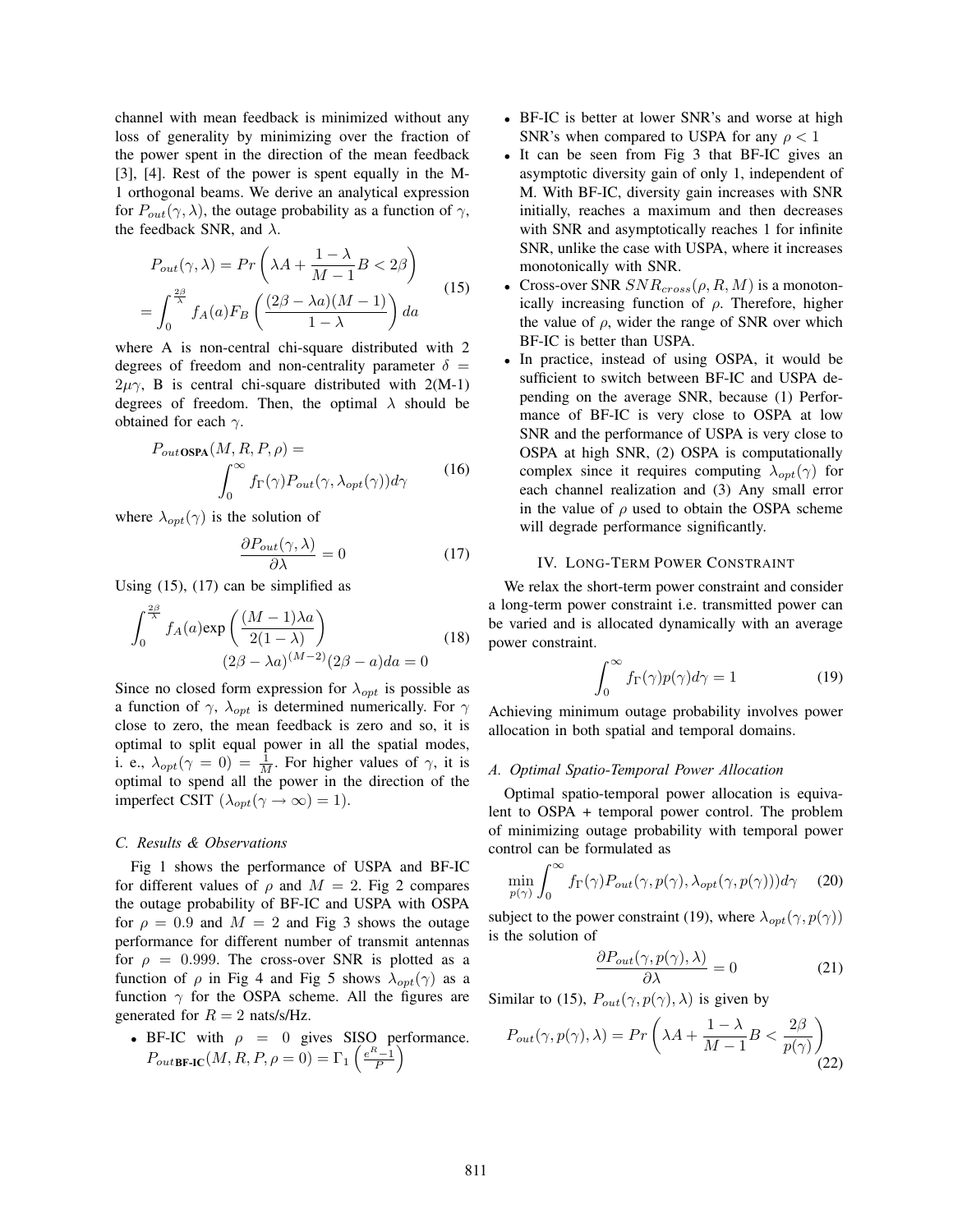channel with mean feedback is minimized without any loss of generality by minimizing over the fraction of the power spent in the direction of the mean feedback [3], [4]. Rest of the power is spent equally in the M-1 orthogonal beams. We derive an analytical expression for $P_{out}(\gamma, \lambda)$, the outage probability as a function of $\gamma$, the feedback SNR, and $\lambda$.

$$
\begin{aligned}
P_{out}(\gamma, \lambda) &= Pr\left(\lambda A + \frac{1-\lambda}{M-1} B < 2\beta\right) \\
&= \int_0^{\frac{2\beta}{\lambda}} f_A(a) F_B\left(\frac{(2\beta - \lambda a)(M-1)}{1-\lambda}\right) da
\end{aligned} \tag{15}
$$

where A is non-central chi-square distributed with 2 degrees of freedom and non-centrality parameter $\delta = 2\mu\gamma$, B is central chi-square distributed with 2(M-1) degrees of freedom. Then, the optimal $\lambda$ should be obtained for each $\gamma$.

$$
\begin{aligned}
P_{out\textbf{OSPA}}(M, R, P, \rho) = \\
\int_0^{\infty} f_\Gamma(\gamma) P_{out}(\gamma, \lambda_{opt}(\gamma)) d\gamma
\end{aligned} \tag{16}
$$

where $\lambda_{opt}(\gamma)$ is the solution of

$$
\frac{\partial P_{out}(\gamma, \lambda)}{\partial \lambda} = 0 \tag{17}
$$

Using (15), (17) can be simplified as

$$
\begin{aligned}
\int_0^{\frac{2\beta}{\lambda}} f_A(a) \exp\left(\frac{(M-1)\lambda a}{2(1-\lambda)}\right) \\
(2\beta - \lambda a)^{(M-2)}(2\beta - a) da = 0
\end{aligned} \tag{18}
$$

Since no closed form expression for $\lambda_{opt}$ is possible as a function of $\gamma$, $\lambda_{opt}$ is determined numerically. For $\gamma$ close to zero, the mean feedback is zero and so, it is optimal to split equal power in all the spatial modes, i. e., $\lambda_{opt}(\gamma = 0) = \frac{1}{M}$. For higher values of $\gamma$, it is optimal to spend all the power in the direction of the imperfect CSIT ($\lambda_{opt}(\gamma \to \infty) = 1$).

### C. Results & Observations

Fig 1 shows the performance of USPA and BF-IC for different values of $\rho$ and $M = 2$. Fig 2 compares the outage probability of BF-IC and USPA with OSPA for $\rho = 0.9$ and $M = 2$ and Fig 3 shows the outage performance for different number of transmit antennas for $\rho = 0.999$. The cross-over SNR is plotted as a function of $\rho$ in Fig 4 and Fig 5 shows $\lambda_{opt}(\gamma)$ as a function $\gamma$ for the OSPA scheme. All the figures are generated for $R = 2$ nats/s/Hz.

- BF-IC with $\rho = 0$ gives SISO performance. $P_{out\textbf{BF-IC}}(M, R, P, \rho = 0) = \Gamma_1\left(\frac{e^R - 1}{P}\right)$
- BF-IC is better at lower SNR's and worse at high SNR's when compared to USPA for any $\rho < 1$
- It can be seen from Fig 3 that BF-IC gives an asymptotic diversity gain of only 1, independent of M. With BF-IC, diversity gain increases with SNR initially, reaches a maximum and then decreases with SNR and asymptotically reaches 1 for infinite SNR, unlike the case with USPA, where it increases monotonically with SNR.
- Cross-over SNR $SNR_{cross}(\rho, R, M)$ is a monotonically increasing function of $\rho$. Therefore, higher the value of $\rho$, wider the range of SNR over which BF-IC is better than USPA.
- In practice, instead of using OSPA, it would be sufficient to switch between BF-IC and USPA depending on the average SNR, because (1) Performance of BF-IC is very close to OSPA at low SNR and the performance of USPA is very close to OSPA at high SNR, (2) OSPA is computationally complex since it requires computing $\lambda_{opt}(\gamma)$ for each channel realization and (3) Any small error in the value of $\rho$ used to obtain the OSPA scheme will degrade performance significantly.

## IV. Long-Term Power Constraint

We relax the short-term power constraint and consider a long-term power constraint i.e. transmitted power can be varied and is allocated dynamically with an average power constraint.

$$
\int_0^{\infty} f_\Gamma(\gamma) p(\gamma) d\gamma = 1 \tag{19}
$$

Achieving minimum outage probability involves power allocation in both spatial and temporal domains.

### A. Optimal Spatio-Temporal Power Allocation

Optimal spatio-temporal power allocation is equivalent to OSPA + temporal power control. The problem of minimizing outage probability with temporal power control can be formulated as

$$
\min_{p(\gamma)} \int_0^{\infty} f_\Gamma(\gamma) P_{out}(\gamma, p(\gamma), \lambda_{opt}(\gamma, p(\gamma))) d\gamma \tag{20}
$$

subject to the power constraint (19), where $\lambda_{opt}(\gamma, p(\gamma))$ is the solution of

$$
\frac{\partial P_{out}(\gamma, p(\gamma), \lambda)}{\partial \lambda} = 0 \tag{21}
$$

Similar to (15), $P_{out}(\gamma, p(\gamma), \lambda)$ is given by

$$
P_{out}(\gamma, p(\gamma), \lambda) = Pr\left(\lambda A + \frac{1-\lambda}{M-1} B < \frac{2\beta}{p(\gamma)}\right) \tag{22}
$$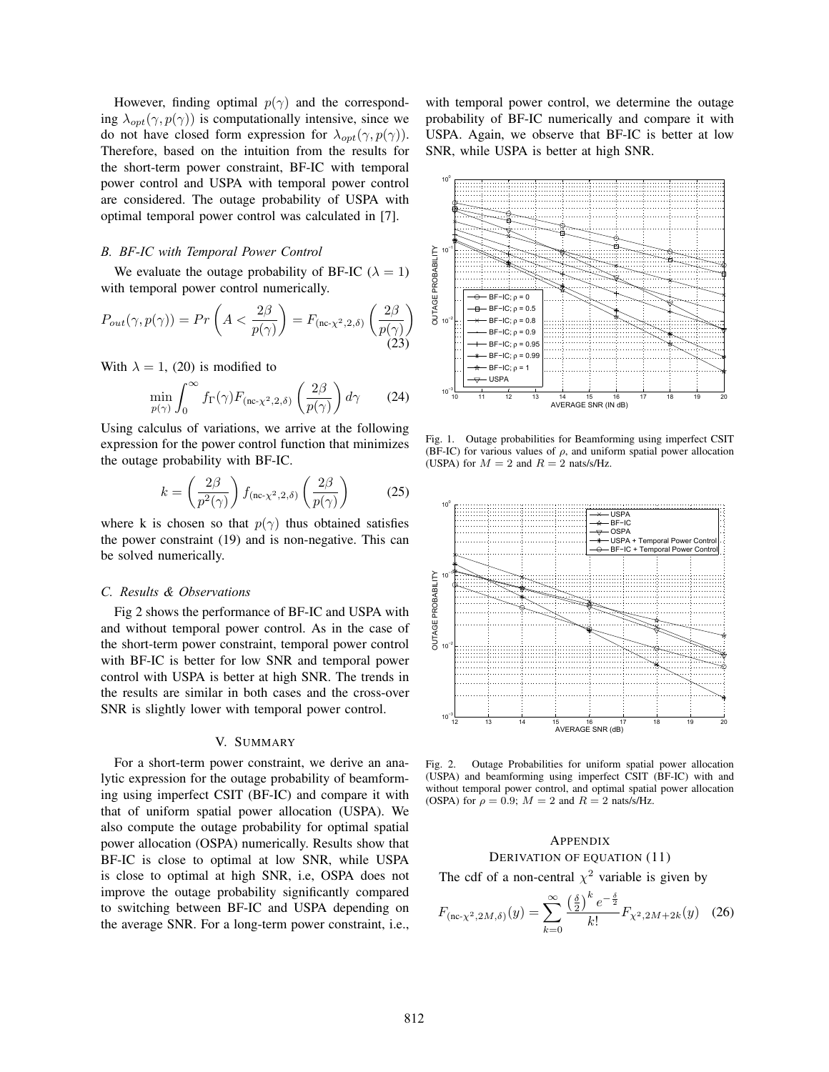However, finding optimal $p(\gamma)$ and the corresponding $\lambda_{opt}(\gamma, p(\gamma))$ is computationally intensive, since we do not have closed form expression for $\lambda_{opt}(\gamma, p(\gamma))$. Therefore, based on the intuition from the results for the short-term power constraint, BF-IC with temporal power control and USPA with temporal power control are considered. The outage probability of USPA with optimal temporal power control was calculated in [7].

### *B. BF-IC with Temporal Power Control*

We evaluate the outage probability of BF-IC ($\lambda = 1$) with temporal power control numerically.

$$P_{out}(\gamma, p(\gamma)) = Pr\left(A < \frac{2\beta}{p(\gamma)}\right) = F_{(\text{nc-}\chi^2,2,\delta)}\left(\frac{2\beta}{p(\gamma)}\right) \quad (23)$$

With $\lambda = 1$, (20) is modified to

$$\min_{p(\gamma)} \int_0^\infty f_\Gamma(\gamma) F_{(\text{nc-}\chi^2,2,\delta)}\left(\frac{2\beta}{p(\gamma)}\right) d\gamma \quad (24)$$

Using calculus of variations, we arrive at the following expression for the power control function that minimizes the outage probability with BF-IC.

$$k = \left(\frac{2\beta}{p^2(\gamma)}\right) f_{(\text{nc-}\chi^2,2,\delta)}\left(\frac{2\beta}{p(\gamma)}\right) \quad (25)$$

where k is chosen so that $p(\gamma)$ thus obtained satisfies the power constraint (19) and is non-negative. This can be solved numerically.

### *C. Results & Observations*

Fig 2 shows the performance of BF-IC and USPA with and without temporal power control. As in the case of the short-term power constraint, temporal power control with BF-IC is better for low SNR and temporal power control with USPA is better at high SNR. The trends in the results are similar in both cases and the cross-over SNR is slightly lower with temporal power control.

## V. Summary

For a short-term power constraint, we derive an analytic expression for the outage probability of beamforming using imperfect CSIT (BF-IC) and compare it with that of uniform spatial power allocation (USPA). We also compute the outage probability for optimal spatial power allocation (OSPA) numerically. Results show that BF-IC is close to optimal at low SNR, while USPA is close to optimal at high SNR, i.e, OSPA does not improve the outage probability significantly compared to switching between BF-IC and USPA depending on the average SNR. For a long-term power constraint, i.e., with temporal power control, we determine the outage probability of BF-IC numerically and compare it with USPA. Again, we observe that BF-IC is better at low SNR, while USPA is better at high SNR.

Fig. 1. Outage probabilities for Beamforming using imperfect CSIT (BF-IC) for various values of $\rho$, and uniform spatial power allocation (USPA) for $M = 2$ and $R = 2$ nats/s/Hz.

Fig. 2. Outage Probabilities for uniform spatial power allocation (USPA) and beamforming using imperfect CSIT (BF-IC) with and without temporal power control, and optimal spatial power allocation (OSPA) for $\rho = 0.9$; $M = 2$ and $R = 2$ nats/s/Hz.

## Appendix
## Derivation of Equation (11)

The cdf of a non-central $\chi^2$ variable is given by

$$F_{(\text{nc-}\chi^2,2M,\delta)}(y) = \sum_{k=0}^{\infty} \frac{\left(\frac{\delta}{2}\right)^k e^{-\frac{\delta}{2}}}{k!} F_{\chi^2,2M+2k}(y) \quad (26)$$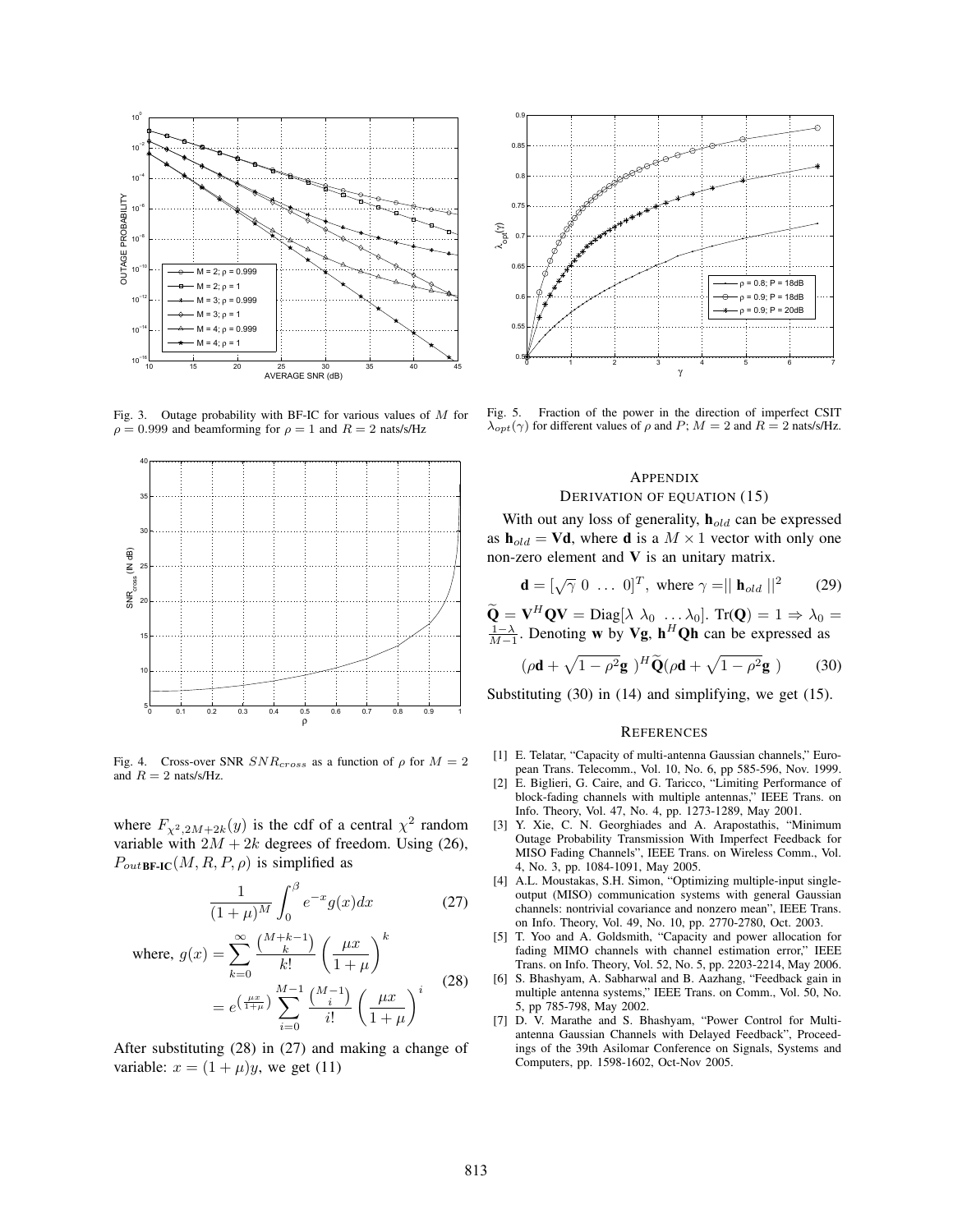10^0

10^-2

10^-4

10^-6

10^-8

10^-10

10^-12

10^-14

10^-16

OUTAGE PROBABILITY

10 15 20 25 30 35 40 45

AVERAGE SNR (dB)

M = 2; ρ = 0.999

M = 2; ρ = 1

M = 3; ρ = 0.999

M = 3; ρ = 1

M = 4; ρ = 0.999

M = 4; ρ = 1

Fig. 3. Outage probability with BF-IC for various values of $M$ for $\rho = 0.999$ and beamforming for $\rho = 1$ and $R = 2$ nats/s/Hz

40

35

30

25

20

15

10

5

SNR_cross (IN dB)

0 0.1 0.2 0.3 0.4 0.5 0.6 0.7 0.8 0.9 1

ρ

Fig. 4. Cross-over SNR $SNR_{cross}$ as a function of $\rho$ for $M = 2$ and $R = 2$ nats/s/Hz.

where $F_{\chi^2,2M+2k}(y)$ is the cdf of a central $\chi^2$ random variable with $2M + 2k$ degrees of freedom. Using (26), $P_{out\,\textbf{BF-IC}}(M, R, P, \rho)$ is simplified as

$$\frac{1}{(1+\mu)^M} \int_0^{\beta} e^{-x} g(x) dx \tag{27}$$

$$\text{where, } g(x) = \sum_{k=0}^{\infty} \frac{\binom{M+k-1}{k}}{k!} \left(\frac{\mu x}{1+\mu}\right)^k = e^{\left(\frac{\mu x}{1+\mu}\right)} \sum_{i=0}^{M-1} \frac{\binom{M-1}{i}}{i!} \left(\frac{\mu x}{1+\mu}\right)^i \tag{28}$$

After substituting (28) in (27) and making a change of variable: $x = (1 + \mu)y$, we get (11)

0.9

0.85

0.8

0.75

0.7

0.65

0.6

0.55

0.5

λ_opt(γ)

0 1 2 3 4 5 6 7

γ

ρ = 0.8; P = 18dB

ρ = 0.9; P = 18dB

ρ = 0.9; P = 20dB

Fig. 5. Fraction of the power in the direction of imperfect CSIT $\lambda_{opt}(\gamma)$ for different values of $\rho$ and $P$; $M = 2$ and $R = 2$ nats/s/Hz.

## Appendix

### Derivation of Equation (15)

With out any loss of generality, $\mathbf{h}_{old}$ can be expressed as $\mathbf{h}_{old} = \mathbf{V}\mathbf{d}$, where $\mathbf{d}$ is a $M \times 1$ vector with only one non-zero element and $\mathbf{V}$ is an unitary matrix.

$$\mathbf{d} = [\sqrt{\gamma}\ 0\ \ldots\ 0]^T, \text{ where } \gamma = ||\, \mathbf{h}_{old}\, ||^2 \tag{29}$$

$\widetilde{\mathbf{Q}} = \mathbf{V}^H \mathbf{Q} \mathbf{V} = \text{Diag}[\lambda\ \lambda_0\ \ldots \lambda_0]$. $\text{Tr}(\mathbf{Q}) = 1 \Rightarrow \lambda_0 = \frac{1-\lambda}{M-1}$. Denoting $\mathbf{w}$ by $\mathbf{V}\mathbf{g}$, $\mathbf{h}^H \mathbf{Q} \mathbf{h}$ can be expressed as

$$(\rho \mathbf{d} + \sqrt{1-\rho^2}\mathbf{g}\ )^H \widetilde{\mathbf{Q}} (\rho \mathbf{d} + \sqrt{1-\rho^2}\mathbf{g}\ ) \tag{30}$$

Substituting (30) in (14) and simplifying, we get (15).

## References

[1] E. Telatar, "Capacity of multi-antenna Gaussian channels," European Trans. Telecomm., Vol. 10, No. 6, pp 585-596, Nov. 1999.

[2] E. Biglieri, G. Caire, and G. Taricco, "Limiting Performance of block-fading channels with multiple antennas," IEEE Trans. on Info. Theory, Vol. 47, No. 4, pp. 1273-1289, May 2001.

[3] Y. Xie, C. N. Georghiades and A. Arapostathis, "Minimum Outage Probability Transmission With Imperfect Feedback for MISO Fading Channels", IEEE Trans. on Wireless Comm., Vol. 4, No. 3, pp. 1084-1091, May 2005.

[4] A.L. Moustakas, S.H. Simon, "Optimizing multiple-input single-output (MISO) communication systems with general Gaussian channels: nontrivial covariance and nonzero mean", IEEE Trans. on Info. Theory, Vol. 49, No. 10, pp. 2770-2780, Oct. 2003.

[5] T. Yoo and A. Goldsmith, "Capacity and power allocation for fading MIMO channels with channel estimation error," IEEE Trans. on Info. Theory, Vol. 52, No. 5, pp. 2203-2214, May 2006.

[6] S. Bhashyam, A. Sabharwal and B. Aazhang, "Feedback gain in multiple antenna systems," IEEE Trans. on Comm., Vol. 50, No. 5, pp 785-798, May 2002.

[7] D. V. Marathe and S. Bhashyam, "Power Control for Multi-antenna Gaussian Channels with Delayed Feedback", Proceedings of the 39th Asilomar Conference on Signals, Systems and Computers, pp. 1598-1602, Oct-Nov 2005.